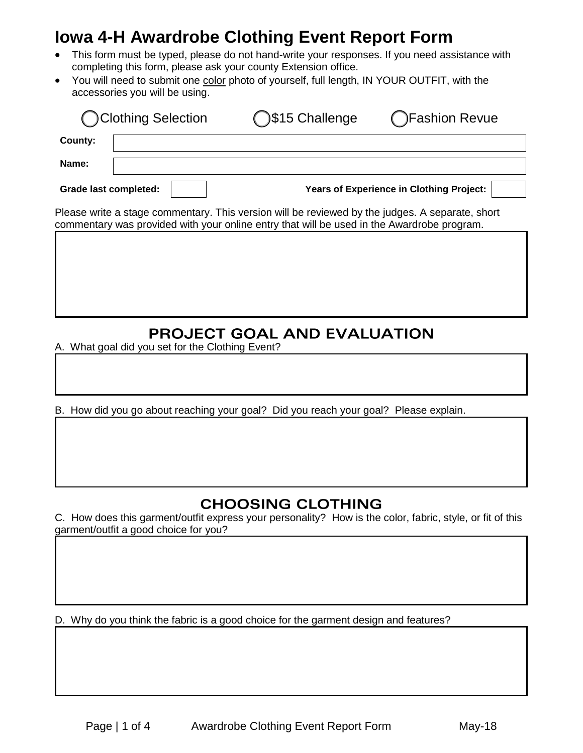# Iowa 4-H Awardrobe Clothing Event Report Form

- This form must be typed, please do not hand-write your responses. If you need assistance with completing this form, please ask your county Extension office.
- You will need to submit one color photo of yourself, full length, IN YOUR OUTFIT, with the accessories you will be using.

◯ Clothing Selection ◯ $15 Challenge ◯ Fashion Revue

**County:**

**Name:**

**Grade last completed:** **Years of Experience in Clothing Project:**

Please write a stage commentary. This version will be reviewed by the judges. A separate, short commentary was provided with your online entry that will be used in the Awardrobe program.

## PROJECT GOAL AND EVALUATION

A. What goal did you set for the Clothing Event?

B. How did you go about reaching your goal? Did you reach your goal? Please explain.

## CHOOSING CLOTHING

C. How does this garment/outfit express your personality? How is the color, fabric, style, or fit of this garment/outfit a good choice for you?

D. Why do you think the fabric is a good choice for the garment design and features?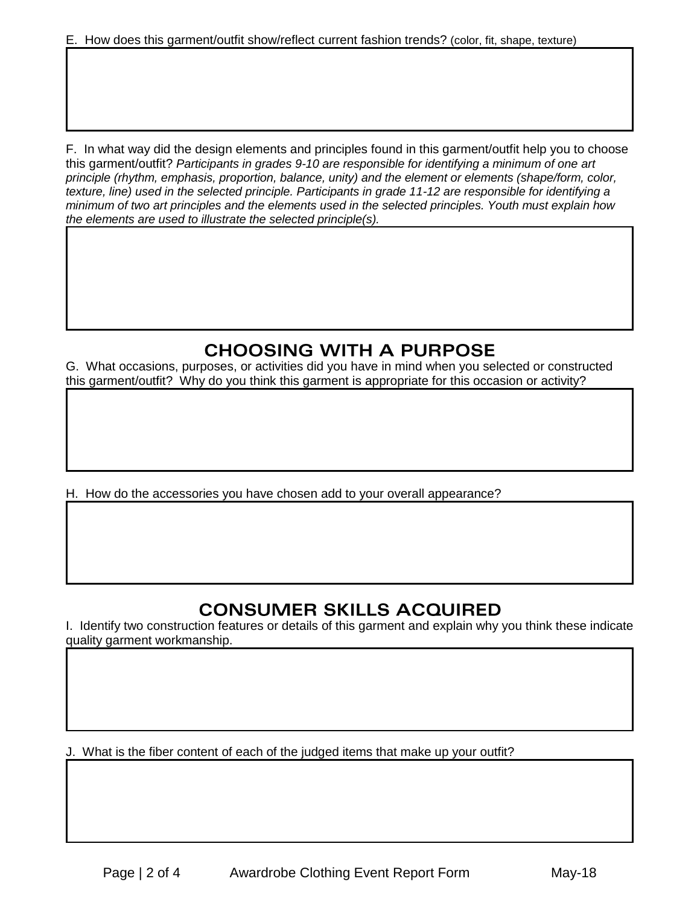E. How does this garment/outfit show/reflect current fashion trends? (color, fit, shape, texture)

F. In what way did the design elements and principles found in this garment/outfit help you to choose this garment/outfit? *Participants in grades 9-10 are responsible for identifying a minimum of one art principle (rhythm, emphasis, proportion, balance, unity) and the element or elements (shape/form, color, texture, line) used in the selected principle. Participants in grade 11-12 are responsible for identifying a minimum of two art principles and the elements used in the selected principles. Youth must explain how the elements are used to illustrate the selected principle(s).*

## CHOOSING WITH A PURPOSE

G. What occasions, purposes, or activities did you have in mind when you selected or constructed this garment/outfit? Why do you think this garment is appropriate for this occasion or activity?

H. How do the accessories you have chosen add to your overall appearance?

## CONSUMER SKILLS ACQUIRED

I. Identify two construction features or details of this garment and explain why you think these indicate quality garment workmanship.

J. What is the fiber content of each of the judged items that make up your outfit?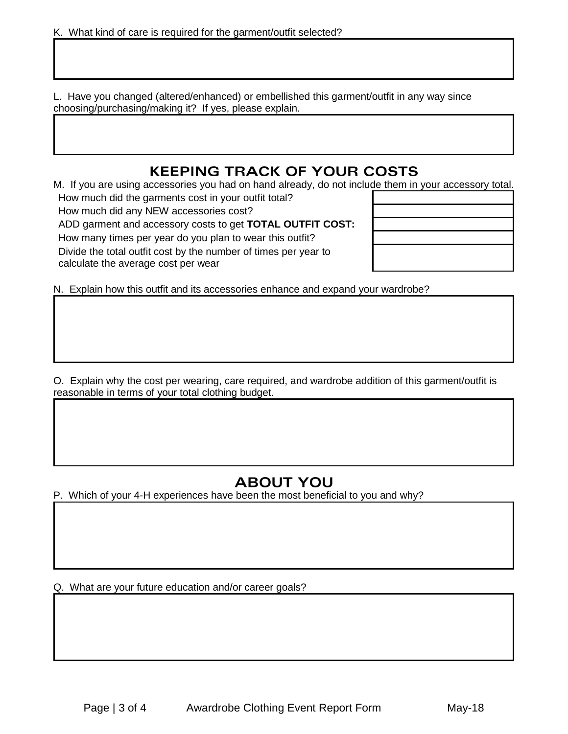K. What kind of care is required for the garment/outfit selected?

L. Have you changed (altered/enhanced) or embellished this garment/outfit in any way since choosing/purchasing/making it? If yes, please explain.

## KEEPING TRACK OF YOUR COSTS

M. If you are using accessories you had on hand already, do not include them in your accessory total.

| | |
|---|---|
| How much did the garments cost in your outfit total? | |
| How much did any NEW accessories cost? | |
| ADD garment and accessory costs to get **TOTAL OUTFIT COST:** | |
| How many times per year do you plan to wear this outfit? | |
| Divide the total outfit cost by the number of times per year to calculate the average cost per wear | |

N. Explain how this outfit and its accessories enhance and expand your wardrobe?

O. Explain why the cost per wearing, care required, and wardrobe addition of this garment/outfit is reasonable in terms of your total clothing budget.

## ABOUT YOU

P. Which of your 4-H experiences have been the most beneficial to you and why?

Q. What are your future education and/or career goals?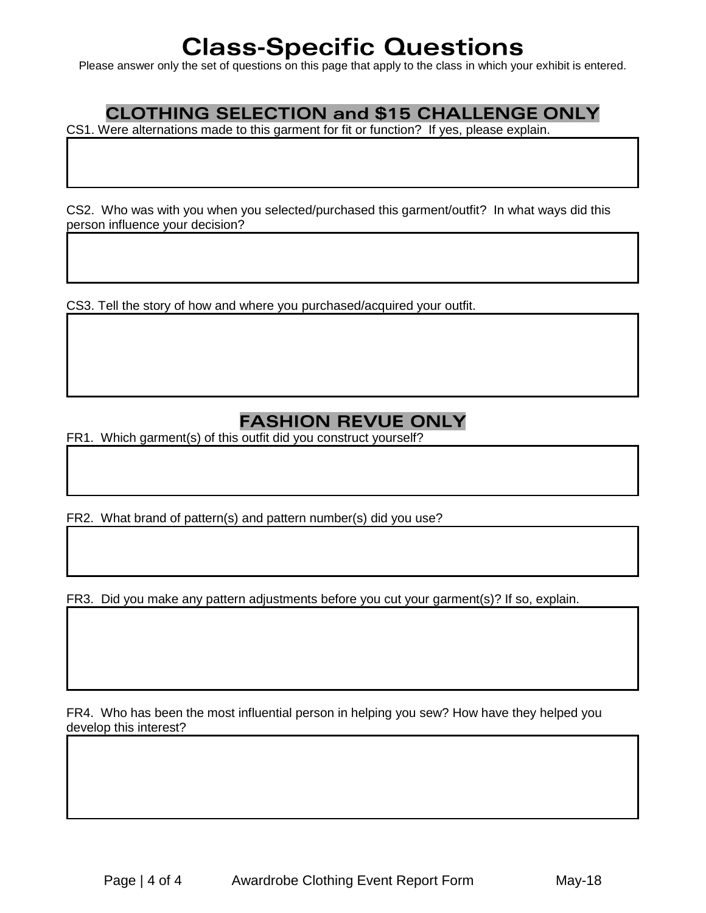# Class-Specific Questions

Please answer only the set of questions on this page that apply to the class in which your exhibit is entered.

## CLOTHING SELECTION and $15 CHALLENGE ONLY

CS1. Were alternations made to this garment for fit or function? If yes, please explain.

CS2. Who was with you when you selected/purchased this garment/outfit? In what ways did this person influence your decision?

CS3. Tell the story of how and where you purchased/acquired your outfit.

## FASHION REVUE ONLY

FR1. Which garment(s) of this outfit did you construct yourself?

FR2. What brand of pattern(s) and pattern number(s) did you use?

FR3. Did you make any pattern adjustments before you cut your garment(s)? If so, explain.

FR4. Who has been the most influential person in helping you sew? How have they helped you develop this interest?